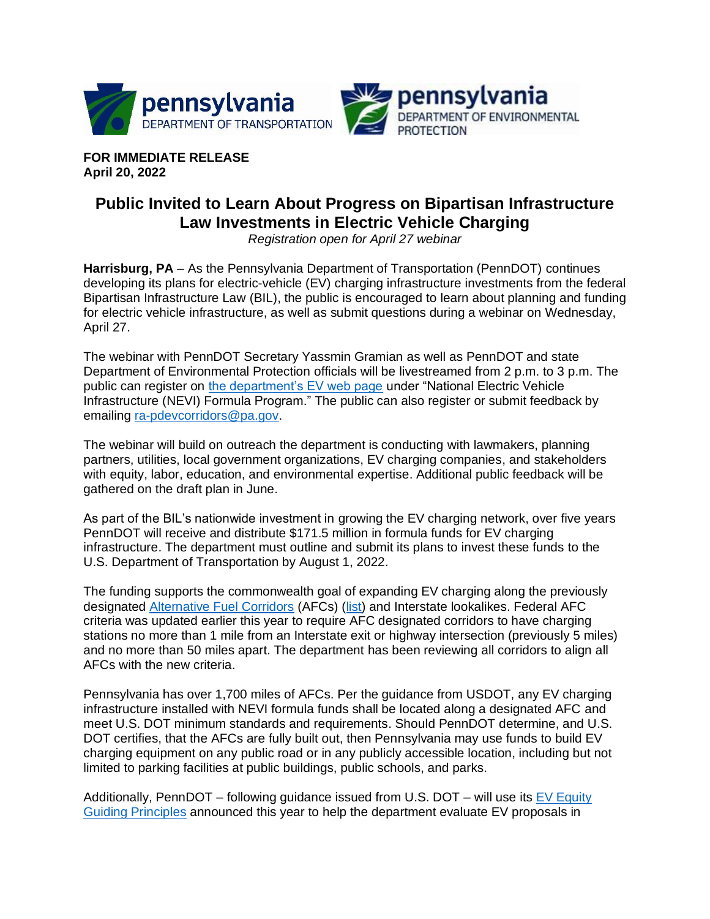**FOR IMMEDIATE RELEASE**
**April 20, 2022**

# Public Invited to Learn About Progress on Bipartisan Infrastructure Law Investments in Electric Vehicle Charging

*Registration open for April 27 webinar*

**Harrisburg, PA** – As the Pennsylvania Department of Transportation (PennDOT) continues developing its plans for electric-vehicle (EV) charging infrastructure investments from the federal Bipartisan Infrastructure Law (BIL), the public is encouraged to learn about planning and funding for electric vehicle infrastructure, as well as submit questions during a webinar on Wednesday, April 27.

The webinar with PennDOT Secretary Yassmin Gramian as well as PennDOT and state Department of Environmental Protection officials will be livestreamed from 2 p.m. to 3 p.m. The public can register on the department's EV web page under "National Electric Vehicle Infrastructure (NEVI) Formula Program." The public can also register or submit feedback by emailing ra-pdevcorridors@pa.gov.

The webinar will build on outreach the department is conducting with lawmakers, planning partners, utilities, local government organizations, EV charging companies, and stakeholders with equity, labor, education, and environmental expertise. Additional public feedback will be gathered on the draft plan in June.

As part of the BIL's nationwide investment in growing the EV charging network, over five years PennDOT will receive and distribute $171.5 million in formula funds for EV charging infrastructure. The department must outline and submit its plans to invest these funds to the U.S. Department of Transportation by August 1, 2022.

The funding supports the commonwealth goal of expanding EV charging along the previously designated Alternative Fuel Corridors (AFCs) (list) and Interstate lookalikes. Federal AFC criteria was updated earlier this year to require AFC designated corridors to have charging stations no more than 1 mile from an Interstate exit or highway intersection (previously 5 miles) and no more than 50 miles apart. The department has been reviewing all corridors to align all AFCs with the new criteria.

Pennsylvania has over 1,700 miles of AFCs. Per the guidance from USDOT, any EV charging infrastructure installed with NEVI formula funds shall be located along a designated AFC and meet U.S. DOT minimum standards and requirements. Should PennDOT determine, and U.S. DOT certifies, that the AFCs are fully built out, then Pennsylvania may use funds to build EV charging equipment on any public road or in any publicly accessible location, including but not limited to parking facilities at public buildings, public schools, and parks.

Additionally, PennDOT – following guidance issued from U.S. DOT – will use its EV Equity Guiding Principles announced this year to help the department evaluate EV proposals in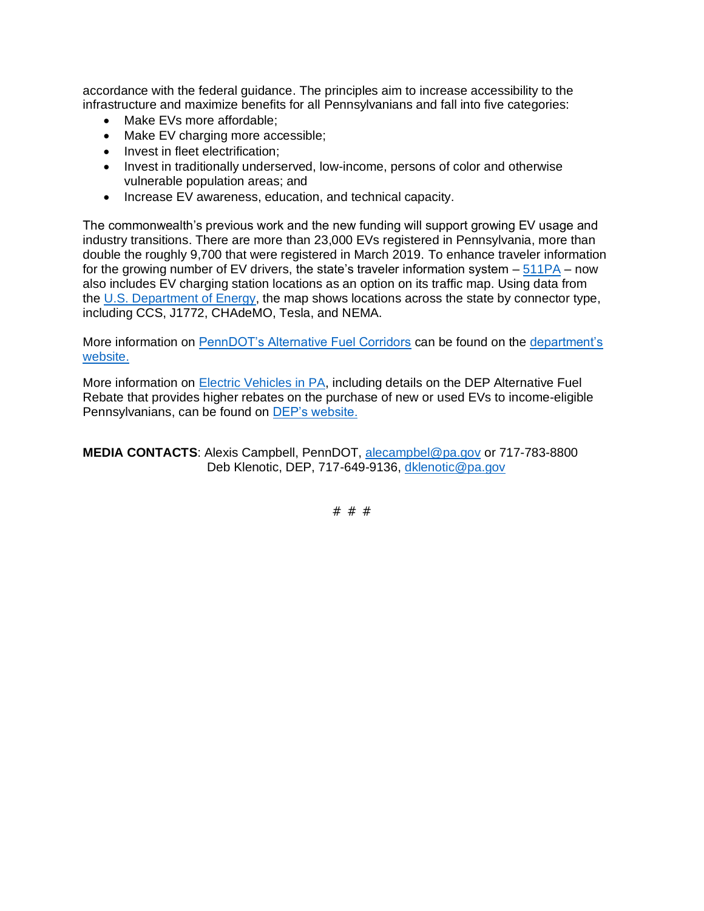accordance with the federal guidance. The principles aim to increase accessibility to the infrastructure and maximize benefits for all Pennsylvanians and fall into five categories:

- Make EVs more affordable;
- Make EV charging more accessible;
- Invest in fleet electrification;
- Invest in traditionally underserved, low-income, persons of color and otherwise vulnerable population areas; and
- Increase EV awareness, education, and technical capacity.

The commonwealth's previous work and the new funding will support growing EV usage and industry transitions. There are more than 23,000 EVs registered in Pennsylvania, more than double the roughly 9,700 that were registered in March 2019. To enhance traveler information for the growing number of EV drivers, the state's traveler information system – 511PA – now also includes EV charging station locations as an option on its traffic map. Using data from the U.S. Department of Energy, the map shows locations across the state by connector type, including CCS, J1772, CHAdeMO, Tesla, and NEMA.

More information on PennDOT's Alternative Fuel Corridors can be found on the department's website.

More information on Electric Vehicles in PA, including details on the DEP Alternative Fuel Rebate that provides higher rebates on the purchase of new or used EVs to income-eligible Pennsylvanians, can be found on DEP's website.

**MEDIA CONTACTS**: Alexis Campbell, PennDOT, alecampbel@pa.gov or 717-783-8800
Deb Klenotic, DEP, 717-649-9136, dklenotic@pa.gov

# # #